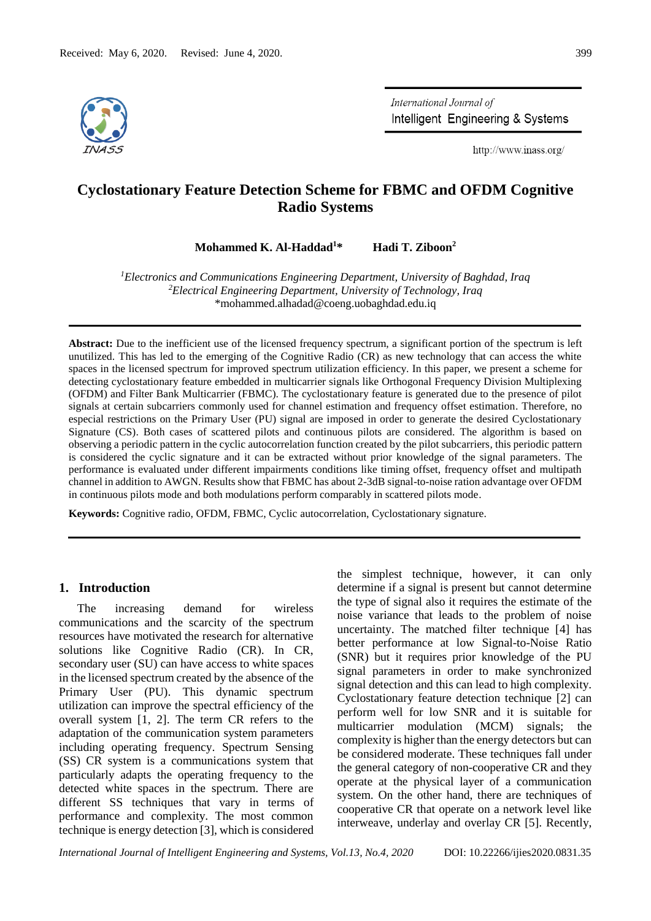Received: May 6, 2020. Revised: June 4, 2020.

# Cyclostationary Feature Detection Scheme for FBMC and OFDM Cognitive Radio Systems

**Mohammed K. Al-Haddad[1]\*** **Hadi T. Ziboon[2]**

[1]*Electronics and Communications Engineering Department, University of Baghdad, Iraq*
[2]*Electrical Engineering Department, University of Technology, Iraq*
\*mohammed.alhadad@coeng.uobaghdad.edu.iq

**Abstract:** Due to the inefficient use of the licensed frequency spectrum, a significant portion of the spectrum is left unutilized. This has led to the emerging of the Cognitive Radio (CR) as new technology that can access the white spaces in the licensed spectrum for improved spectrum utilization efficiency. In this paper, we present a scheme for detecting cyclostationary feature embedded in multicarrier signals like Orthogonal Frequency Division Multiplexing (OFDM) and Filter Bank Multicarrier (FBMC). The cyclostationary feature is generated due to the presence of pilot signals at certain subcarriers commonly used for channel estimation and frequency offset estimation. Therefore, no especial restrictions on the Primary User (PU) signal are imposed in order to generate the desired Cyclostationary Signature (CS). Both cases of scattered pilots and continuous pilots are considered. The algorithm is based on observing a periodic pattern in the cyclic autocorrelation function created by the pilot subcarriers, this periodic pattern is considered the cyclic signature and it can be extracted without prior knowledge of the signal parameters. The performance is evaluated under different impairments conditions like timing offset, frequency offset and multipath channel in addition to AWGN. Results show that FBMC has about 2-3dB signal-to-noise ration advantage over OFDM in continuous pilots mode and both modulations perform comparably in scattered pilots mode.

**Keywords:** Cognitive radio, OFDM, FBMC, Cyclic autocorrelation, Cyclostationary signature.

## 1. Introduction

The increasing demand for wireless communications and the scarcity of the spectrum resources have motivated the research for alternative solutions like Cognitive Radio (CR). In CR, secondary user (SU) can have access to white spaces in the licensed spectrum created by the absence of the Primary User (PU). This dynamic spectrum utilization can improve the spectral efficiency of the overall system [1, 2]. The term CR refers to the adaptation of the communication system parameters including operating frequency. Spectrum Sensing (SS) CR system is a communications system that particularly adapts the operating frequency to the detected white spaces in the spectrum. There are different SS techniques that vary in terms of performance and complexity. The most common technique is energy detection [3], which is considered the simplest technique, however, it can only determine if a signal is present but cannot determine the type of signal also it requires the estimate of the noise variance that leads to the problem of noise uncertainty. The matched filter technique [4] has better performance at low Signal-to-Noise Ratio (SNR) but it requires prior knowledge of the PU signal parameters in order to make synchronized signal detection and this can lead to high complexity. Cyclostationary feature detection technique [2] can perform well for low SNR and it is suitable for multicarrier modulation (MCM) signals; the complexity is higher than the energy detectors but can be considered moderate. These techniques fall under the general category of non-cooperative CR and they operate at the physical layer of a communication system. On the other hand, there are techniques of cooperative CR that operate on a network level like interweave, underlay and overlay CR [5]. Recently,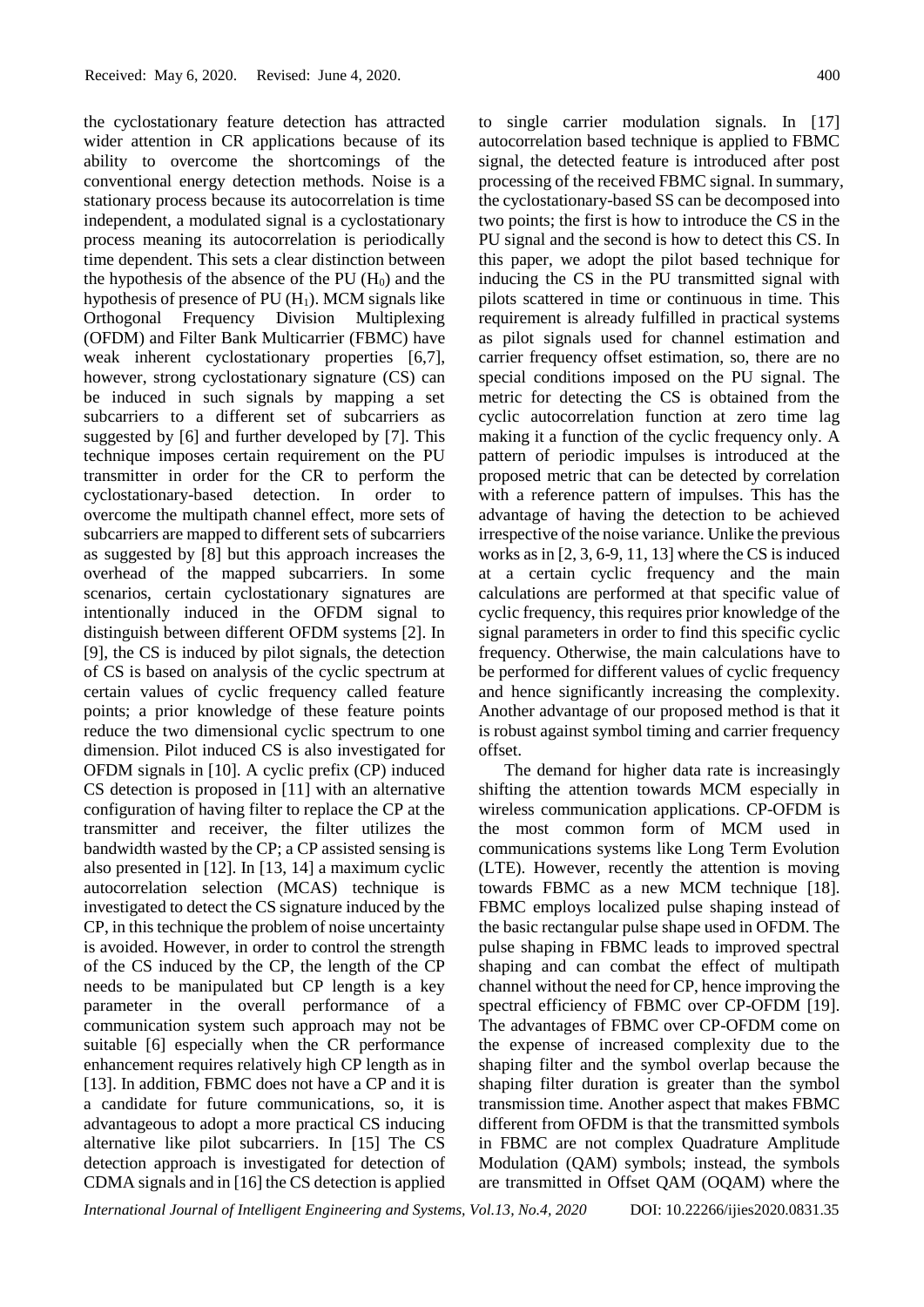the cyclostationary feature detection has attracted wider attention in CR applications because of its ability to overcome the shortcomings of the conventional energy detection methods. Noise is a stationary process because its autocorrelation is time independent, a modulated signal is a cyclostationary process meaning its autocorrelation is periodically time dependent. This sets a clear distinction between the hypothesis of the absence of the PU ($H_0$) and the hypothesis of presence of PU ($H_1$). MCM signals like Orthogonal Frequency Division Multiplexing (OFDM) and Filter Bank Multicarrier (FBMC) have weak inherent cyclostationary properties [6,7], however, strong cyclostationary signature (CS) can be induced in such signals by mapping a set subcarriers to a different set of subcarriers as suggested by [6] and further developed by [7]. This technique imposes certain requirement on the PU transmitter in order for the CR to perform the cyclostationary-based detection. In order to overcome the multipath channel effect, more sets of subcarriers are mapped to different sets of subcarriers as suggested by [8] but this approach increases the overhead of the mapped subcarriers. In some scenarios, certain cyclostationary signatures are intentionally induced in the OFDM signal to distinguish between different OFDM systems [2]. In [9], the CS is induced by pilot signals, the detection of CS is based on analysis of the cyclic spectrum at certain values of cyclic frequency called feature points; a prior knowledge of these feature points reduce the two dimensional cyclic spectrum to one dimension. Pilot induced CS is also investigated for OFDM signals in [10]. A cyclic prefix (CP) induced CS detection is proposed in [11] with an alternative configuration of having filter to replace the CP at the transmitter and receiver, the filter utilizes the bandwidth wasted by the CP; a CP assisted sensing is also presented in [12]. In [13, 14] a maximum cyclic autocorrelation selection (MCAS) technique is investigated to detect the CS signature induced by the CP, in this technique the problem of noise uncertainty is avoided. However, in order to control the strength of the CS induced by the CP, the length of the CP needs to be manipulated but CP length is a key parameter in the overall performance of a communication system such approach may not be suitable [6] especially when the CR performance enhancement requires relatively high CP length as in [13]. In addition, FBMC does not have a CP and it is a candidate for future communications, so, it is advantageous to adopt a more practical CS inducing alternative like pilot subcarriers. In [15] The CS detection approach is investigated for detection of CDMA signals and in [16] the CS detection is applied to single carrier modulation signals. In [17] autocorrelation based technique is applied to FBMC signal, the detected feature is introduced after post processing of the received FBMC signal. In summary, the cyclostationary-based SS can be decomposed into two points; the first is how to introduce the CS in the PU signal and the second is how to detect this CS. In this paper, we adopt the pilot based technique for inducing the CS in the PU transmitted signal with pilots scattered in time or continuous in time. This requirement is already fulfilled in practical systems as pilot signals used for channel estimation and carrier frequency offset estimation, so, there are no special conditions imposed on the PU signal. The metric for detecting the CS is obtained from the cyclic autocorrelation function at zero time lag making it a function of the cyclic frequency only. A pattern of periodic impulses is introduced at the proposed metric that can be detected by correlation with a reference pattern of impulses. This has the advantage of having the detection to be achieved irrespective of the noise variance. Unlike the previous works as in [2, 3, 6-9, 11, 13] where the CS is induced at a certain cyclic frequency and the main calculations are performed at that specific value of cyclic frequency, this requires prior knowledge of the signal parameters in order to find this specific cyclic frequency. Otherwise, the main calculations have to be performed for different values of cyclic frequency and hence significantly increasing the complexity. Another advantage of our proposed method is that it is robust against symbol timing and carrier frequency offset.

The demand for higher data rate is increasingly shifting the attention towards MCM especially in wireless communication applications. CP-OFDM is the most common form of MCM used in communications systems like Long Term Evolution (LTE). However, recently the attention is moving towards FBMC as a new MCM technique [18]. FBMC employs localized pulse shaping instead of the basic rectangular pulse shape used in OFDM. The pulse shaping in FBMC leads to improved spectral shaping and can combat the effect of multipath channel without the need for CP, hence improving the spectral efficiency of FBMC over CP-OFDM [19]. The advantages of FBMC over CP-OFDM come on the expense of increased complexity due to the shaping filter and the symbol overlap because the shaping filter duration is greater than the symbol transmission time. Another aspect that makes FBMC different from OFDM is that the transmitted symbols in FBMC are not complex Quadrature Amplitude Modulation (QAM) symbols; instead, the symbols are transmitted in Offset QAM (OQAM) where the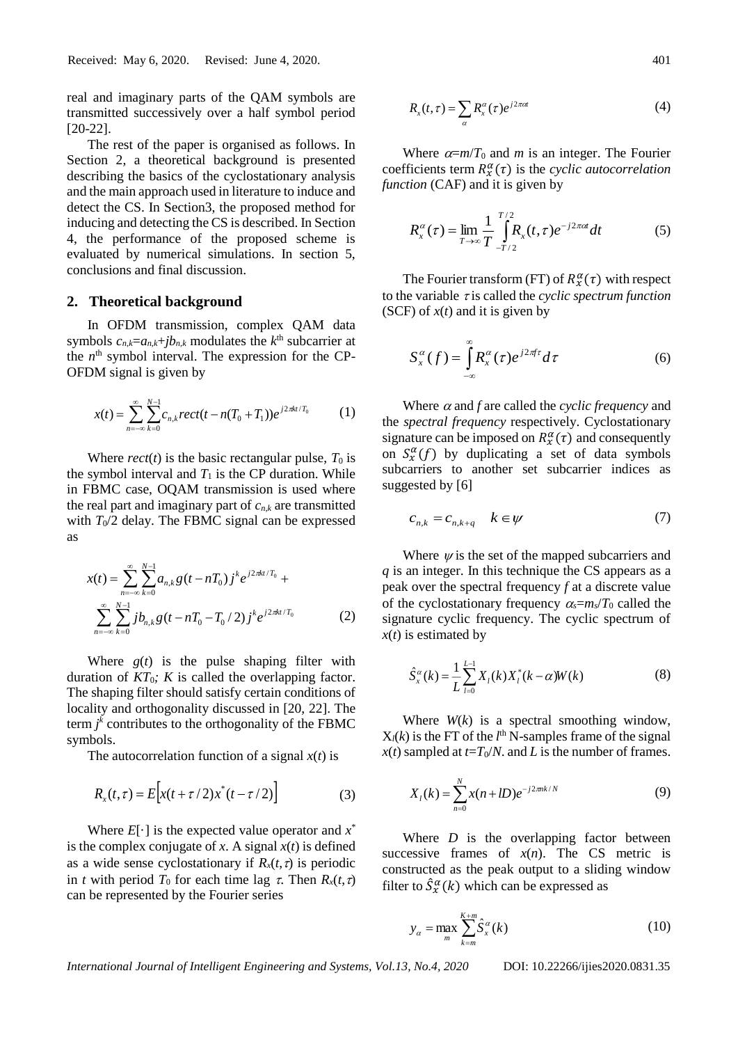real and imaginary parts of the QAM symbols are transmitted successively over a half symbol period [20-22].

The rest of the paper is organised as follows. In Section 2, a theoretical background is presented describing the basics of the cyclostationary analysis and the main approach used in literature to induce and detect the CS. In Section3, the proposed method for inducing and detecting the CS is described. In Section 4, the performance of the proposed scheme is evaluated by numerical simulations. In section 5, conclusions and final discussion.

## 2. Theoretical background

In OFDM transmission, complex QAM data symbols $c_{n,k}=a_{n,k}+jb_{n,k}$ modulates the $k^{\text{th}}$ subcarrier at the $n^{\text{th}}$ symbol interval. The expression for the CP-OFDM signal is given by

$$x(t)=\sum_{n=-\infty}^{\infty}\sum_{k=0}^{N-1}c_{n,k}\,rect(t-n(T_0+T_1))e^{j2\pi kt/T_0} \tag{1}$$

Where $rect(t)$ is the basic rectangular pulse, $T_0$ is the symbol interval and $T_1$ is the CP duration. While in FBMC case, OQAM transmission is used where the real part and imaginary part of $c_{n,k}$ are transmitted with $T_0/2$ delay. The FBMC signal can be expressed as

$$x(t)=\sum_{n=-\infty}^{\infty}\sum_{k=0}^{N-1}a_{n,k}\,g(t-nT_0)\,j^k e^{j2\pi kt/T_0}+\sum_{n=-\infty}^{\infty}\sum_{k=0}^{N-1}jb_{n,k}\,g(t-nT_0-T_0/2)\,j^k e^{j2\pi kt/T_0} \tag{2}$$

Where $g(t)$ is the pulse shaping filter with duration of $KT_0$; $K$ is called the overlapping factor. The shaping filter should satisfy certain conditions of locality and orthogonality discussed in [20, 22]. The term $j^k$ contributes to the orthogonality of the FBMC symbols.

The autocorrelation function of a signal $x(t)$ is

$$R_x(t,\tau)=E\left[x(t+\tau/2)x^*(t-\tau/2)\right] \tag{3}$$

Where $E[\cdot]$ is the expected value operator and $x^*$ is the complex conjugate of $x$. A signal $x(t)$ is defined as a wide sense cyclostationary if $R_x(t,\tau)$ is periodic in $t$ with period $T_0$ for each time lag $\tau$. Then $R_x(t,\tau)$ can be represented by the Fourier series

$$R_x(t,\tau)=\sum_{\alpha}R_x^{\alpha}(\tau)e^{j2\pi\alpha t} \tag{4}$$

Where $\alpha=m/T_0$ and $m$ is an integer. The Fourier coefficients term $R_x^{\alpha}(\tau)$ is the *cyclic autocorrelation function* (CAF) and it is given by

$$R_x^{\alpha}(\tau)=\lim_{T\to\infty}\frac{1}{T}\int_{-T/2}^{T/2}R_x(t,\tau)e^{-j2\pi\alpha t}dt \tag{5}$$

The Fourier transform (FT) of $R_x^{\alpha}(\tau)$ with respect to the variable $\tau$ is called the *cyclic spectrum function* (SCF) of $x(t)$ and it is given by

$$S_x^{\alpha}(f)=\int_{-\infty}^{\infty}R_x^{\alpha}(\tau)e^{j2\pi f\tau}d\tau \tag{6}$$

Where $\alpha$ and $f$ are called the *cyclic frequency* and the *spectral frequency* respectively. Cyclostationary signature can be imposed on $R_x^{\alpha}(\tau)$ and consequently on $S_x^{\alpha}(f)$ by duplicating a set of data symbols subcarriers to another set subcarrier indices as suggested by [6]

$$c_{n,k}=c_{n,k+q}\quad k\in\psi \tag{7}$$

Where $\psi$ is the set of the mapped subcarriers and $q$ is an integer. In this technique the CS appears as a peak over the spectral frequency $f$ at a discrete value of the cyclostationary frequency $\alpha_s=m_s/T_0$ called the signature cyclic frequency. The cyclic spectrum of $x(t)$ is estimated by

$$\hat{S}_x^{\alpha}(k)=\frac{1}{L}\sum_{l=0}^{L-1}X_l(k)X_l^*(k-\alpha)W(k) \tag{8}$$

Where $W(k)$ is a spectral smoothing window, $X_l(k)$ is the FT of the $l^{\text{th}}$ N-samples frame of the signal $x(t)$ sampled at $t=T_0/N$. and $L$ is the number of frames.

$$X_l(k)=\sum_{n=0}^{N}x(n+lD)e^{-j2\pi nk/N} \tag{9}$$

Where $D$ is the overlapping factor between successive frames of $x(n)$. The CS metric is constructed as the peak output to a sliding window filter to $\hat{S}_x^{\alpha}(k)$ which can be expressed as

$$y_{\alpha}=\max_{m}\sum_{k=m}^{K+m}\hat{S}_x^{\alpha}(k) \tag{10}$$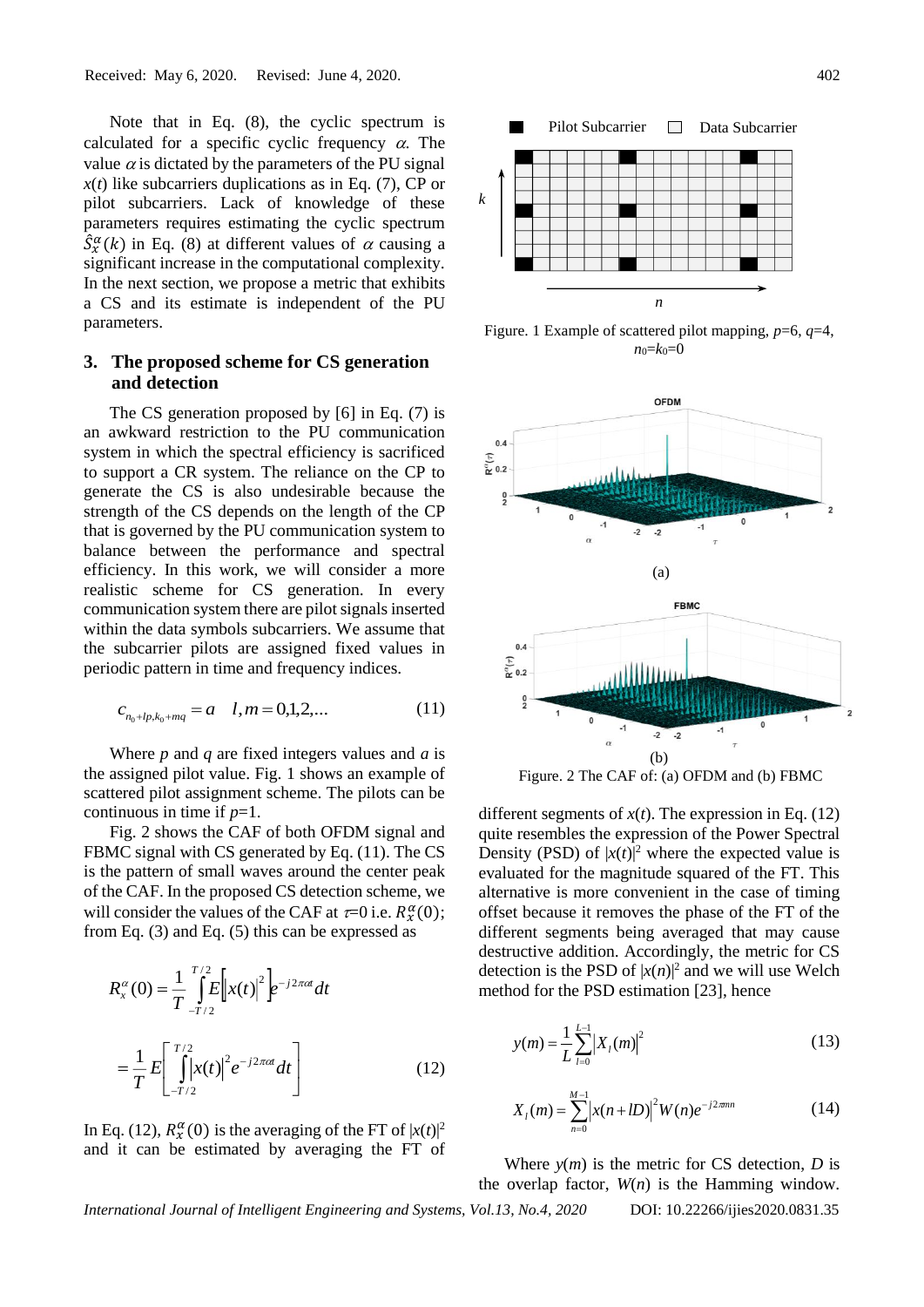Note that in Eq. (8), the cyclic spectrum is calculated for a specific cyclic frequency $\alpha$. The value $\alpha$ is dictated by the parameters of the PU signal $x(t)$ like subcarriers duplications as in Eq. (7), CP or pilot subcarriers. Lack of knowledge of these parameters requires estimating the cyclic spectrum $\hat{S}_x^{\alpha}(k)$ in Eq. (8) at different values of $\alpha$ causing a significant increase in the computational complexity. In the next section, we propose a metric that exhibits a CS and its estimate is independent of the PU parameters.

## 3. The proposed scheme for CS generation and detection

The CS generation proposed by [6] in Eq. (7) is an awkward restriction to the PU communication system in which the spectral efficiency is sacrificed to support a CR system. The reliance on the CP to generate the CS is also undesirable because the strength of the CS depends on the length of the CP that is governed by the PU communication system to balance between the performance and spectral efficiency. In this work, we will consider a more realistic scheme for CS generation. In every communication system there are pilot signals inserted within the data symbols subcarriers. We assume that the subcarrier pilots are assigned fixed values in periodic pattern in time and frequency indices.

$$c_{n_0+lp,k_0+mq} = a \quad l,m = 0,1,2,... \tag{11}$$

Where $p$ and $q$ are fixed integers values and $a$ is the assigned pilot value. Fig. 1 shows an example of scattered pilot assignment scheme. The pilots can be continuous in time if $p$=1.

Figure. 1 Example of scattered pilot mapping, $p$=6, $q$=4, $n_0$=$k_0$=0

Fig. 2 shows the CAF of both OFDM signal and FBMC signal with CS generated by Eq. (11). The CS is the pattern of small waves around the center peak of the CAF. In the proposed CS detection scheme, we will consider the values of the CAF at $\tau$=0 i.e. $R_x^{\alpha}(0)$; from Eq. (3) and Eq. (5) this can be expressed as

$$R_x^{\alpha}(0) = \frac{1}{T}\int_{-T/2}^{T/2} E\left[|x(t)|^2\right] e^{-j2\pi\alpha t}dt$$

$$= \frac{1}{T} E\left[\int_{-T/2}^{T/2} |x(t)|^2 e^{-j2\pi\alpha t}dt\right] \tag{12}$$

In Eq. (12), $R_x^{\alpha}(0)$ is the averaging of the FT of $|x(t)|^2$ and it can be estimated by averaging the FT of different segments of $x(t)$. The expression in Eq. (12) quite resembles the expression of the Power Spectral Density (PSD) of $|x(t)|^2$ where the expected value is evaluated for the magnitude squared of the FT. This alternative is more convenient in the case of timing offset because it removes the phase of the FT of the different segments being averaged that may cause destructive addition. Accordingly, the metric for CS detection is the PSD of $|x(n)|^2$ and we will use Welch method for the PSD estimation [23], hence

Figure. 2 The CAF of: (a) OFDM and (b) FBMC

$$y(m) = \frac{1}{L}\sum_{l=0}^{L-1} |X_l(m)|^2 \tag{13}$$

$$X_l(m) = \sum_{n=0}^{M-1} |x(n+lD)|^2 W(n) e^{-j2\pi mn} \tag{14}$$

Where $y(m)$ is the metric for CS detection, $D$ is the overlap factor, $W(n)$ is the Hamming window.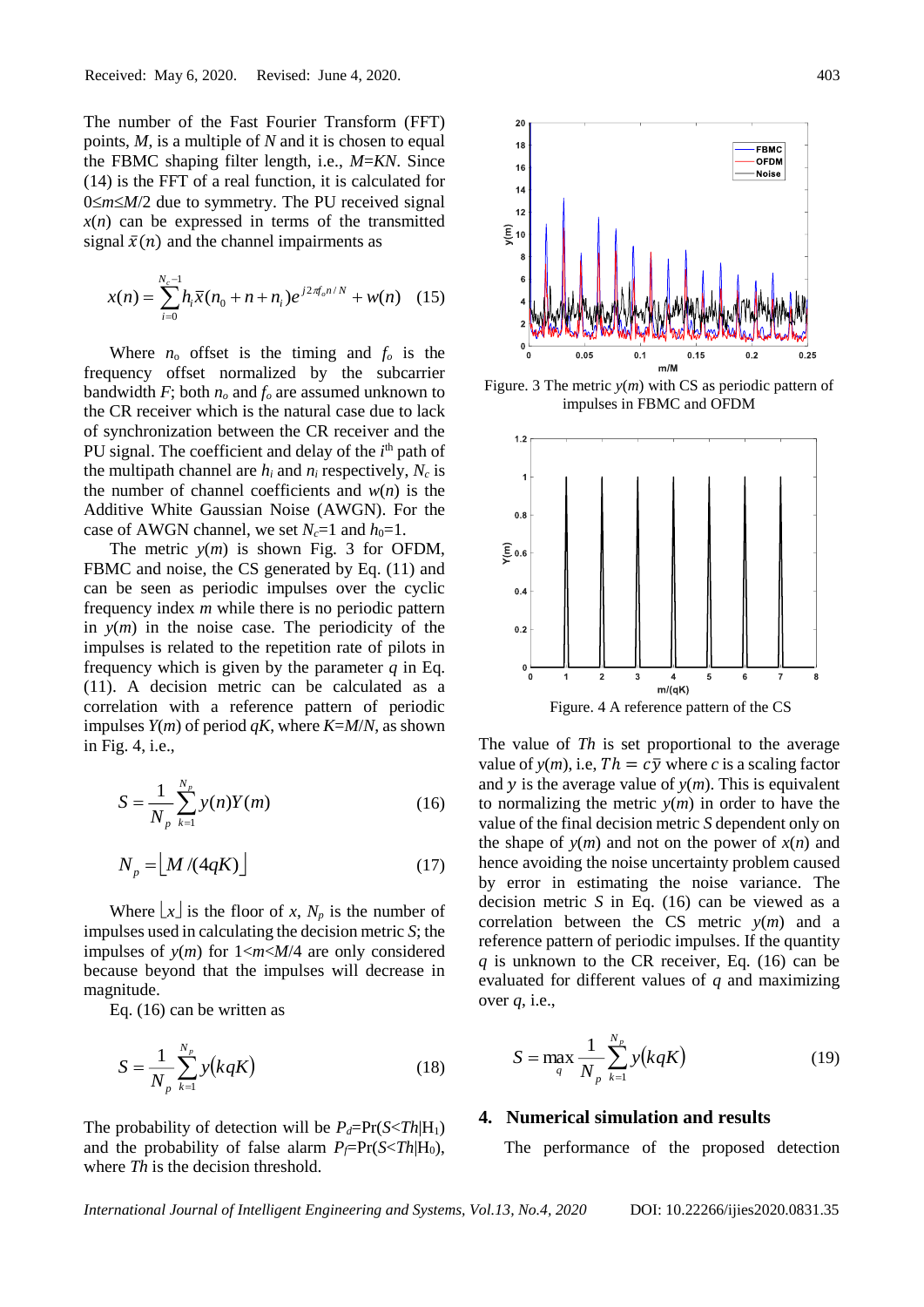Received: May 6, 2020. Revised: June 4, 2020.

The number of the Fast Fourier Transform (FFT) points, $M$, is a multiple of $N$ and it is chosen to equal the FBMC shaping filter length, i.e., $M$=$KN$. Since (14) is the FFT of a real function, it is calculated for $0 \leq m \leq M/2$ due to symmetry. The PU received signal $x(n)$ can be expressed in terms of the transmitted signal $\bar{x}(n)$ and the channel impairments as

$$x(n) = \sum_{i=0}^{N_c-1} h_i \bar{x}(n_0 + n + n_i) e^{j2\pi f_o n/N} + w(n) \quad (15)$$

Where $n_o$ offset is the timing and $f_o$ is the frequency offset normalized by the subcarrier bandwidth $F$; both $n_o$ and $f_o$ are assumed unknown to the CR receiver which is the natural case due to lack of synchronization between the CR receiver and the PU signal. The coefficient and delay of the $i^{th}$ path of the multipath channel are $h_i$ and $n_i$ respectively, $N_c$ is the number of channel coefficients and $w(n)$ is the Additive White Gaussian Noise (AWGN). For the case of AWGN channel, we set $N_c$=1 and $h_0$=1.

The metric $y(m)$ is shown Fig. 3 for OFDM, FBMC and noise, the CS generated by Eq. (11) and can be seen as periodic impulses over the cyclic frequency index $m$ while there is no periodic pattern in $y(m)$ in the noise case. The periodicity of the impulses is related to the repetition rate of pilots in frequency which is given by the parameter $q$ in Eq. (11). A decision metric can be calculated as a correlation with a reference pattern of periodic impulses $Y(m)$ of period $qK$, where $K$=$M/N$, as shown in Fig. 4, i.e.,

$$S = \frac{1}{N_p} \sum_{k=1}^{N_p} y(n) Y(m) \quad (16)$$

$$N_p = \lfloor M/(4qK) \rfloor \quad (17)$$

Where $\lfloor x \rfloor$ is the floor of $x$, $N_p$ is the number of impulses used in calculating the decision metric $S$; the impulses of $y(m)$ for $1<m<M/4$ are only considered because beyond that the impulses will decrease in magnitude.

Eq. (16) can be written as

$$S = \frac{1}{N_p} \sum_{k=1}^{N_p} y(kqK) \quad (18)$$

The probability of detection will be $P_d$=Pr($S$<$Th$|H$_1$) and the probability of false alarm $P_f$=Pr($S$<$Th$|H$_0$), where $Th$ is the decision threshold.

Figure. 3 The metric $y(m)$ with CS as periodic pattern of impulses in FBMC and OFDM

Figure. 4 A reference pattern of the CS

The value of $Th$ is set proportional to the average value of $y(m)$, i.e, $Th = c\bar{y}$ where $c$ is a scaling factor and $y$ is the average value of $y(m)$. This is equivalent to normalizing the metric $y(m)$ in order to have the value of the final decision metric $S$ dependent only on the shape of $y(m)$ and not on the power of $x(n)$ and hence avoiding the noise uncertainty problem caused by error in estimating the noise variance. The decision metric $S$ in Eq. (16) can be viewed as a correlation between the CS metric $y(m)$ and a reference pattern of periodic impulses. If the quantity $q$ is unknown to the CR receiver, Eq. (16) can be evaluated for different values of $q$ and maximizing over $q$, i.e.,

$$S = \max_q \frac{1}{N_p} \sum_{k=1}^{N_p} y(kqK) \quad (19)$$

## 4. Numerical simulation and results

The performance of the proposed detection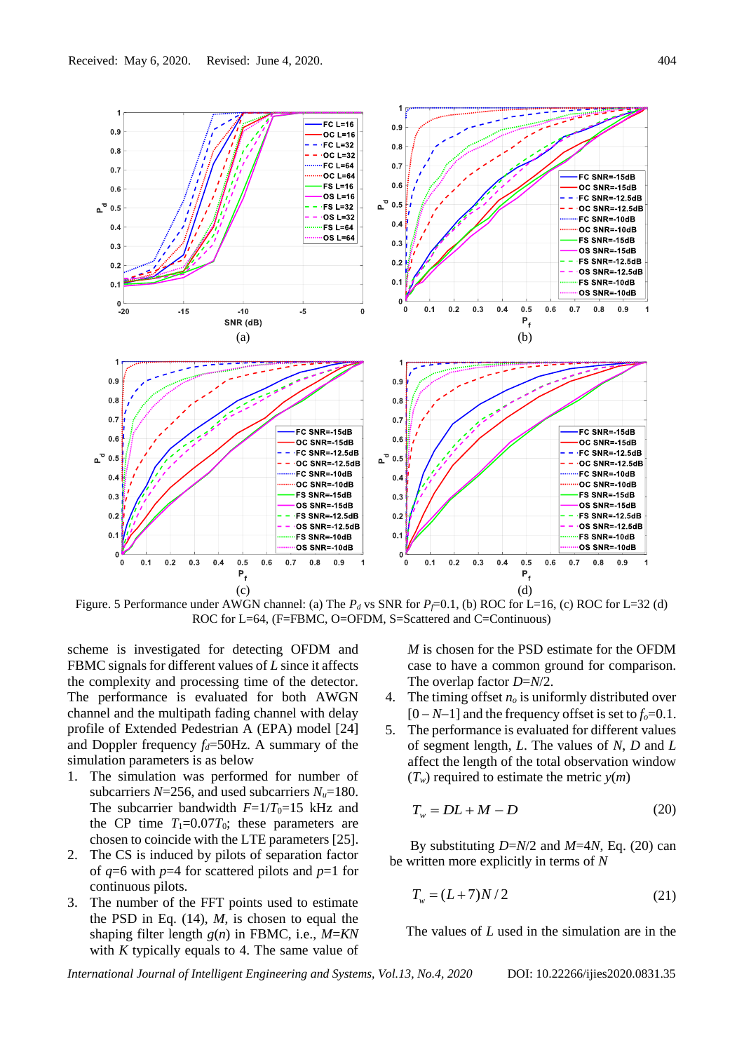Figure. 5 Performance under AWGN channel: (a) The $P_d$ vs SNR for $P_f$=0.1, (b) ROC for L=16, (c) ROC for L=32 (d) ROC for L=64, (F=FBMC, O=OFDM, S=Scattered and C=Continuous)

scheme is investigated for detecting OFDM and FBMC signals for different values of $L$ since it affects the complexity and processing time of the detector. The performance is evaluated for both AWGN channel and the multipath fading channel with delay profile of Extended Pedestrian A (EPA) model [24] and Doppler frequency $f_d$=50Hz. A summary of the simulation parameters is as below

1. The simulation was performed for number of subcarriers $N$=256, and used subcarriers $N_u$=180. The subcarrier bandwidth $F=1/T_0$=15 kHz and the CP time $T_1=0.07T_0$; these parameters are chosen to coincide with the LTE parameters [25].
2. The CS is induced by pilots of separation factor of $q$=6 with $p$=4 for scattered pilots and $p$=1 for continuous pilots.
3. The number of the FFT points used to estimate the PSD in Eq. (14), $M$, is chosen to equal the shaping filter length $g(n)$ in FBMC, i.e., $M=KN$ with $K$ typically equals to 4. The same value of $M$ is chosen for the PSD estimate for the OFDM case to have a common ground for comparison. The overlap factor $D=N/2$.
4. The timing offset $n_o$ is uniformly distributed over $[0 – N–1]$ and the frequency offset is set to $f_o$=0.1.
5. The performance is evaluated for different values of segment length, $L$. The values of $N$, $D$ and $L$ affect the length of the total observation window ($T_w$) required to estimate the metric $y(m)$

$$T_w = DL + M - D \tag{20}$$

By substituting $D=N/2$ and $M=4N$, Eq. (20) can be written more explicitly in terms of $N$

$$T_w = (L+7)N/2 \tag{21}$$

The values of $L$ used in the simulation are in the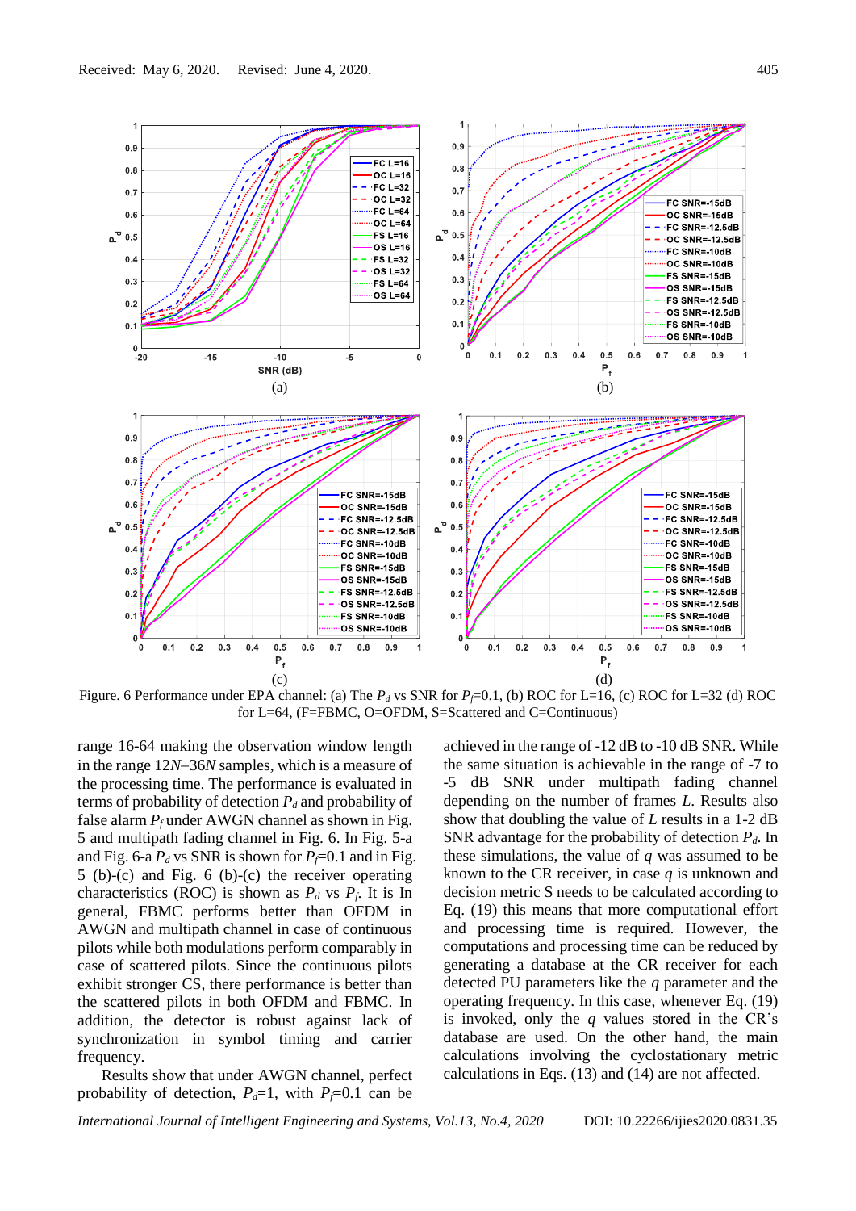Figure. 6 Performance under EPA channel: (a) The $P_d$ vs SNR for $P_f$=0.1, (b) ROC for L=16, (c) ROC for L=32 (d) ROC for L=64, (F=FBMC, O=OFDM, S=Scattered and C=Continuous)

range 16-64 making the observation window length in the range 12*N*–36*N* samples, which is a measure of the processing time. The performance is evaluated in terms of probability of detection $P_d$ and probability of false alarm $P_f$ under AWGN channel as shown in Fig. 5 and multipath fading channel in Fig. 6. In Fig. 5-a and Fig. 6-a $P_d$ vs SNR is shown for $P_f$=0.1 and in Fig. 5 (b)-(c) and Fig. 6 (b)-(c) the receiver operating characteristics (ROC) is shown as $P_d$ vs $P_f$. It is In general, FBMC performs better than OFDM in AWGN and multipath channel in case of continuous pilots while both modulations perform comparably in case of scattered pilots. Since the continuous pilots exhibit stronger CS, there performance is better than the scattered pilots in both OFDM and FBMC. In addition, the detector is robust against lack of synchronization in symbol timing and carrier frequency.

Results show that under AWGN channel, perfect probability of detection, $P_d$=1, with $P_f$=0.1 can be achieved in the range of -12 dB to -10 dB SNR. While the same situation is achievable in the range of -7 to -5 dB SNR under multipath fading channel depending on the number of frames *L*. Results also show that doubling the value of *L* results in a 1-2 dB SNR advantage for the probability of detection $P_d$. In these simulations, the value of *q* was assumed to be known to the CR receiver, in case *q* is unknown and decision metric S needs to be calculated according to Eq. (19) this means that more computational effort and processing time is required. However, the computations and processing time can be reduced by generating a database at the CR receiver for each detected PU parameters like the *q* parameter and the operating frequency. In this case, whenever Eq. (19) is invoked, only the *q* values stored in the CR's database are used. On the other hand, the main calculations involving the cyclostationary metric calculations in Eqs. (13) and (14) are not affected.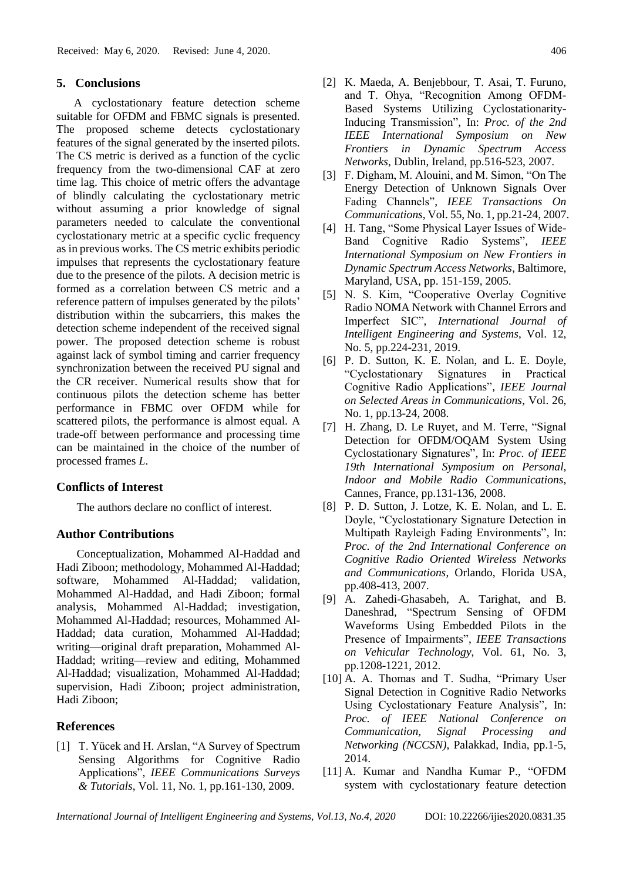## 5. Conclusions

A cyclostationary feature detection scheme suitable for OFDM and FBMC signals is presented. The proposed scheme detects cyclostationary features of the signal generated by the inserted pilots. The CS metric is derived as a function of the cyclic frequency from the two-dimensional CAF at zero time lag. This choice of metric offers the advantage of blindly calculating the cyclostationary metric without assuming a prior knowledge of signal parameters needed to calculate the conventional cyclostationary metric at a specific cyclic frequency as in previous works. The CS metric exhibits periodic impulses that represents the cyclostationary feature due to the presence of the pilots. A decision metric is formed as a correlation between CS metric and a reference pattern of impulses generated by the pilots' distribution within the subcarriers, this makes the detection scheme independent of the received signal power. The proposed detection scheme is robust against lack of symbol timing and carrier frequency synchronization between the received PU signal and the CR receiver. Numerical results show that for continuous pilots the detection scheme has better performance in FBMC over OFDM while for scattered pilots, the performance is almost equal. A trade-off between performance and processing time can be maintained in the choice of the number of processed frames $L$.

## Conflicts of Interest

The authors declare no conflict of interest.

## Author Contributions

Conceptualization, Mohammed Al-Haddad and Hadi Ziboon; methodology, Mohammed Al-Haddad; software, Mohammed Al-Haddad; validation, Mohammed Al-Haddad, and Hadi Ziboon; formal analysis, Mohammed Al-Haddad; investigation, Mohammed Al-Haddad; resources, Mohammed Al-Haddad; data curation, Mohammed Al-Haddad; writing—original draft preparation, Mohammed Al-Haddad; writing—review and editing, Mohammed Al-Haddad; visualization, Mohammed Al-Haddad; supervision, Hadi Ziboon; project administration, Hadi Ziboon;

## References

[1] T. Yücek and H. Arslan, "A Survey of Spectrum Sensing Algorithms for Cognitive Radio Applications", *IEEE Communications Surveys & Tutorials*, Vol. 11, No. 1, pp.161-130, 2009.

[2] K. Maeda, A. Benjebbour, T. Asai, T. Furuno, and T. Ohya, "Recognition Among OFDM-Based Systems Utilizing Cyclostationarity-Inducing Transmission", In: *Proc. of the 2nd IEEE International Symposium on New Frontiers in Dynamic Spectrum Access Networks*, Dublin, Ireland, pp.516-523, 2007.

[3] F. Digham, M. Alouini, and M. Simon, "On The Energy Detection of Unknown Signals Over Fading Channels", *IEEE Transactions On Communications*, Vol. 55, No. 1, pp.21-24, 2007.

[4] H. Tang, "Some Physical Layer Issues of Wide-Band Cognitive Radio Systems", *IEEE International Symposium on New Frontiers in Dynamic Spectrum Access Networks*, Baltimore, Maryland, USA, pp. 151-159, 2005.

[5] N. S. Kim, "Cooperative Overlay Cognitive Radio NOMA Network with Channel Errors and Imperfect SIC", *International Journal of Intelligent Engineering and Systems*, Vol. 12, No. 5, pp.224-231, 2019.

[6] P. D. Sutton, K. E. Nolan, and L. E. Doyle, "Cyclostationary Signatures in Practical Cognitive Radio Applications", *IEEE Journal on Selected Areas in Communications*, Vol. 26, No. 1, pp.13-24, 2008.

[7] H. Zhang, D. Le Ruyet, and M. Terre, "Signal Detection for OFDM/OQAM System Using Cyclostationary Signatures", In: *Proc. of IEEE 19th International Symposium on Personal, Indoor and Mobile Radio Communications*, Cannes, France, pp.131-136, 2008.

[8] P. D. Sutton, J. Lotze, K. E. Nolan, and L. E. Doyle, "Cyclostationary Signature Detection in Multipath Rayleigh Fading Environments", In: *Proc. of the 2nd International Conference on Cognitive Radio Oriented Wireless Networks and Communications*, Orlando, Florida USA, pp.408-413, 2007.

[9] A. Zahedi-Ghasabeh, A. Tarighat, and B. Daneshrad, "Spectrum Sensing of OFDM Waveforms Using Embedded Pilots in the Presence of Impairments", *IEEE Transactions on Vehicular Technology*, Vol. 61, No. 3, pp.1208-1221, 2012.

[10] A. A. Thomas and T. Sudha, "Primary User Signal Detection in Cognitive Radio Networks Using Cyclostationary Feature Analysis", In: *Proc. of IEEE National Conference on Communication, Signal Processing and Networking (NCCSN)*, Palakkad, India, pp.1-5, 2014.

[11] A. Kumar and Nandha Kumar P., "OFDM system with cyclostationary feature detection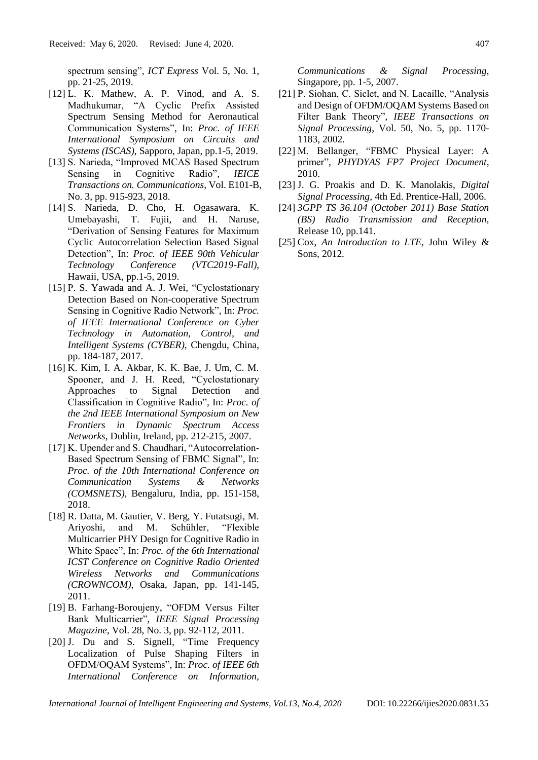spectrum sensing", *ICT Express* Vol. 5, No. 1, pp. 21-25, 2019.

[12] L. K. Mathew, A. P. Vinod, and A. S. Madhukumar, "A Cyclic Prefix Assisted Spectrum Sensing Method for Aeronautical Communication Systems", In: *Proc. of IEEE International Symposium on Circuits and Systems (ISCAS)*, Sapporo, Japan, pp.1-5, 2019.

[13] S. Narieda, "Improved MCAS Based Spectrum Sensing in Cognitive Radio", *IEICE Transactions on. Communications*, Vol. E101-B, No. 3, pp. 915-923, 2018.

[14] S. Narieda, D. Cho, H. Ogasawara, K. Umebayashi, T. Fujii, and H. Naruse, "Derivation of Sensing Features for Maximum Cyclic Autocorrelation Selection Based Signal Detection", In: *Proc. of IEEE 90th Vehicular Technology Conference (VTC2019-Fall)*, Hawaii, USA, pp.1-5, 2019.

[15] P. S. Yawada and A. J. Wei, "Cyclostationary Detection Based on Non-cooperative Spectrum Sensing in Cognitive Radio Network", In: *Proc. of IEEE International Conference on Cyber Technology in Automation, Control, and Intelligent Systems (CYBER)*, Chengdu, China, pp. 184-187, 2017.

[16] K. Kim, I. A. Akbar, K. K. Bae, J. Um, C. M. Spooner, and J. H. Reed, "Cyclostationary Approaches to Signal Detection and Classification in Cognitive Radio", In: *Proc. of the 2nd IEEE International Symposium on New Frontiers in Dynamic Spectrum Access Networks*, Dublin, Ireland, pp. 212-215, 2007.

[17] K. Upender and S. Chaudhari, "Autocorrelation-Based Spectrum Sensing of FBMC Signal", In: *Proc. of the 10th International Conference on Communication Systems & Networks (COMSNETS)*, Bengaluru, India, pp. 151-158, 2018.

[18] R. Datta, M. Gautier, V. Berg, Y. Futatsugi, M. Ariyoshi, and M. Schühler, "Flexible Multicarrier PHY Design for Cognitive Radio in White Space", In: *Proc. of the 6th International ICST Conference on Cognitive Radio Oriented Wireless Networks and Communications (CROWNCOM)*, Osaka, Japan, pp. 141-145, 2011.

[19] B. Farhang-Boroujeny, "OFDM Versus Filter Bank Multicarrier", *IEEE Signal Processing Magazine*, Vol. 28, No. 3, pp. 92-112, 2011.

[20] J. Du and S. Signell, "Time Frequency Localization of Pulse Shaping Filters in OFDM/OQAM Systems", In: *Proc. of IEEE 6th International Conference on Information, Communications & Signal Processing*, Singapore, pp. 1-5, 2007.

[21] P. Siohan, C. Siclet, and N. Lacaille, "Analysis and Design of OFDM/OQAM Systems Based on Filter Bank Theory", *IEEE Transactions on Signal Processing*, Vol. 50, No. 5, pp. 1170-1183, 2002.

[22] M. Bellanger, "FBMC Physical Layer: A primer", *PHYDYAS FP7 Project Document*, 2010.

[23] J. G. Proakis and D. K. Manolakis, *Digital Signal Processing*, 4th Ed. Prentice-Hall, 2006.

[24] *3GPP TS 36.104 (October 2011) Base Station (BS) Radio Transmission and Reception*, Release 10, pp.141.

[25] Cox, *An Introduction to LTE*, John Wiley & Sons, 2012.